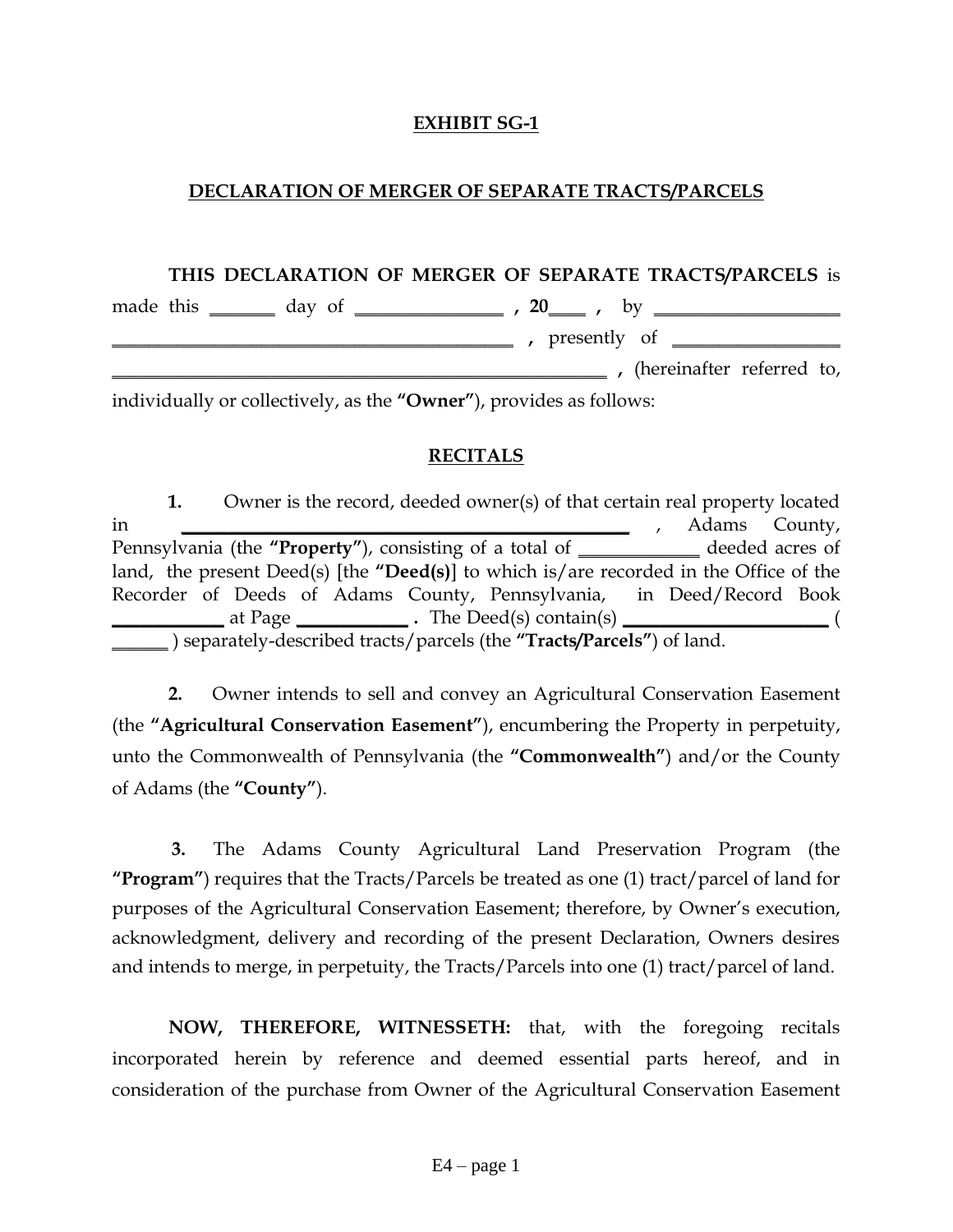**EXHIBIT SG-1**

**DECLARATION OF MERGER OF SEPARATE TRACTS/PARCELS**

**THIS DECLARATION OF MERGER OF SEPARATE TRACTS/PARCELS** is made this _______ day of ________________ **, 20**____ **,** by ____________________ ________________________________________ **,** presently of __________________ ____________________________________________________ **,** (hereinafter referred to, individually or collectively, as the **"Owner"**), provides as follows:

**RECITALS**

**1.** Owner is the record, deeded owner(s) of that certain real property located in __________________________________________________ , Adams County, Pennsylvania (the **"Property"**), consisting of a total of _____________ deeded acres of land, the present Deed(s) [the **"Deed(s)**] to which is/are recorded in the Office of the Recorder of Deeds of Adams County, Pennsylvania, in Deed/Record Book ___________ at Page ___________ **.** The Deed(s) contain(s) ______________________ ( ______ ) separately-described tracts/parcels (the **"Tracts/Parcels"**) of land.

**2.** Owner intends to sell and convey an Agricultural Conservation Easement (the **"Agricultural Conservation Easement"**), encumbering the Property in perpetuity, unto the Commonwealth of Pennsylvania (the **"Commonwealth"**) and/or the County of Adams (the **"County"**).

**3.** The Adams County Agricultural Land Preservation Program (the **"Program"**) requires that the Tracts/Parcels be treated as one (1) tract/parcel of land for purposes of the Agricultural Conservation Easement; therefore, by Owner's execution, acknowledgment, delivery and recording of the present Declaration, Owners desires and intends to merge, in perpetuity, the Tracts/Parcels into one (1) tract/parcel of land.

**NOW, THEREFORE, WITNESSETH:** that, with the foregoing recitals incorporated herein by reference and deemed essential parts hereof, and in consideration of the purchase from Owner of the Agricultural Conservation Easement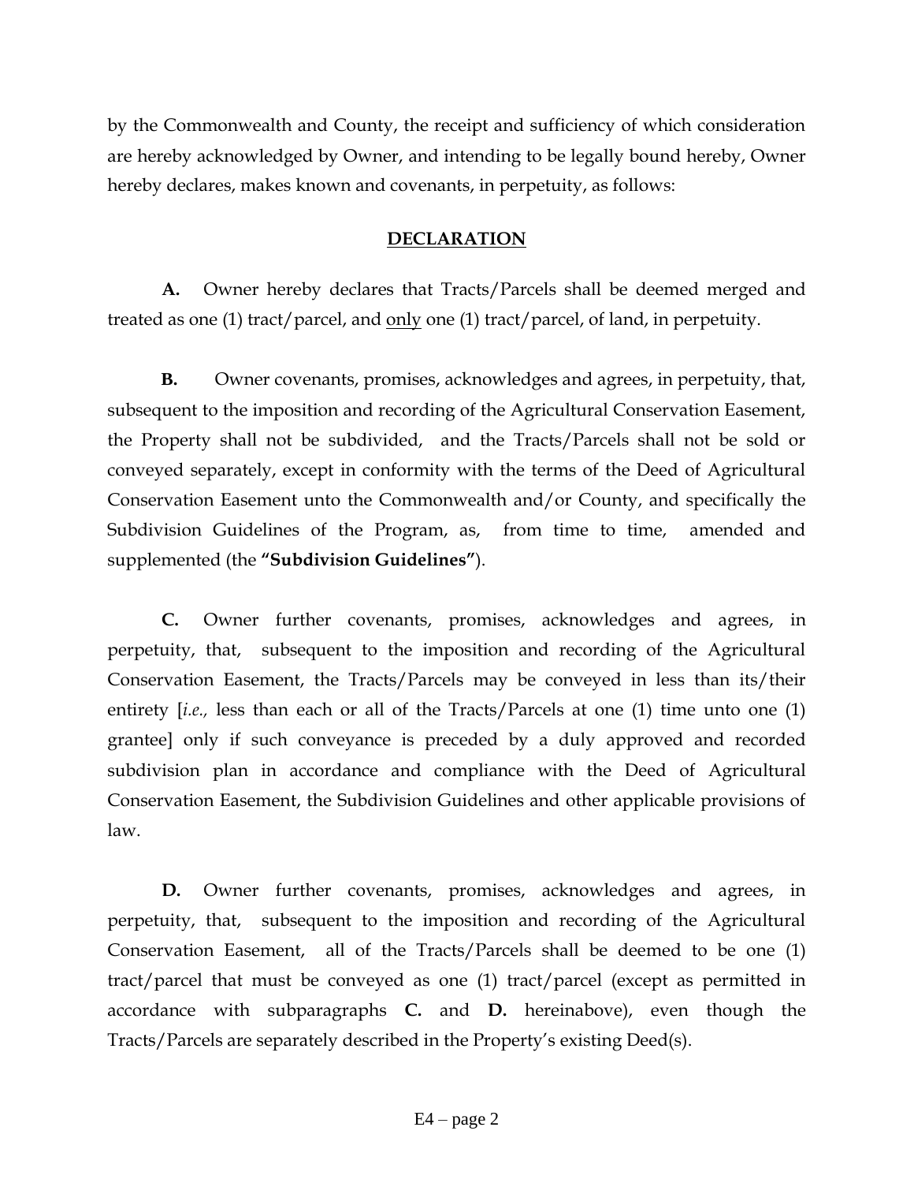by the Commonwealth and County, the receipt and sufficiency of which consideration are hereby acknowledged by Owner, and intending to be legally bound hereby, Owner hereby declares, makes known and covenants, in perpetuity, as follows:

## DECLARATION

**A.** Owner hereby declares that Tracts/Parcels shall be deemed merged and treated as one (1) tract/parcel, and <u>only</u> one (1) tract/parcel, of land, in perpetuity.

**B.** Owner covenants, promises, acknowledges and agrees, in perpetuity, that, subsequent to the imposition and recording of the Agricultural Conservation Easement, the Property shall not be subdivided, and the Tracts/Parcels shall not be sold or conveyed separately, except in conformity with the terms of the Deed of Agricultural Conservation Easement unto the Commonwealth and/or County, and specifically the Subdivision Guidelines of the Program, as, from time to time, amended and supplemented (the **"Subdivision Guidelines"**).

**C.** Owner further covenants, promises, acknowledges and agrees, in perpetuity, that, subsequent to the imposition and recording of the Agricultural Conservation Easement, the Tracts/Parcels may be conveyed in less than its/their entirety [*i.e.,* less than each or all of the Tracts/Parcels at one (1) time unto one (1) grantee] only if such conveyance is preceded by a duly approved and recorded subdivision plan in accordance and compliance with the Deed of Agricultural Conservation Easement, the Subdivision Guidelines and other applicable provisions of law.

**D.** Owner further covenants, promises, acknowledges and agrees, in perpetuity, that, subsequent to the imposition and recording of the Agricultural Conservation Easement, all of the Tracts/Parcels shall be deemed to be one (1) tract/parcel that must be conveyed as one (1) tract/parcel (except as permitted in accordance with subparagraphs **C.** and **D.** hereinabove), even though the Tracts/Parcels are separately described in the Property's existing Deed(s).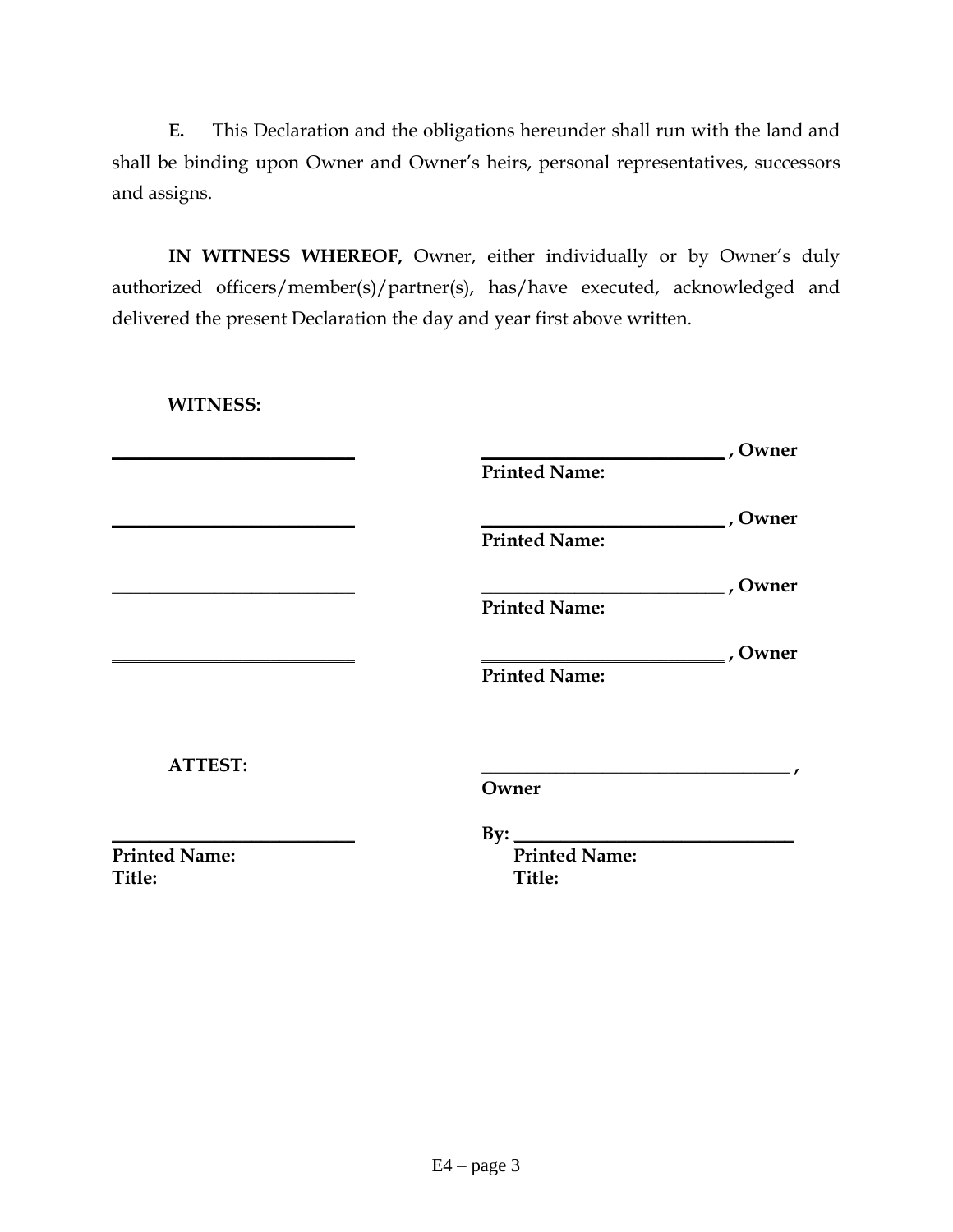**E.** This Declaration and the obligations hereunder shall run with the land and shall be binding upon Owner and Owner's heirs, personal representatives, successors and assigns.

**IN WITNESS WHEREOF,** Owner, either individually or by Owner's duly authorized officers/member(s)/partner(s), has/have executed, acknowledged and delivered the present Declaration the day and year first above written.

**WITNESS:**

| | |
|---|---|
| ___________________________ | ___________________________ **, Owner** |
| | **Printed Name:** |
| ___________________________ | ___________________________ **, Owner** |
| | **Printed Name:** |
| ___________________________ | ___________________________ **, Owner** |
| | **Printed Name:** |
| ___________________________ | ___________________________ **, Owner** |
| | **Printed Name:** |

**ATTEST:**

| | |
|---|---|
| | ___________________________________ **,** |
| | **Owner** |
| ___________________________ | **By:** ______________________________ |
| **Printed Name:** | **Printed Name:** |
| **Title:** | **Title:** |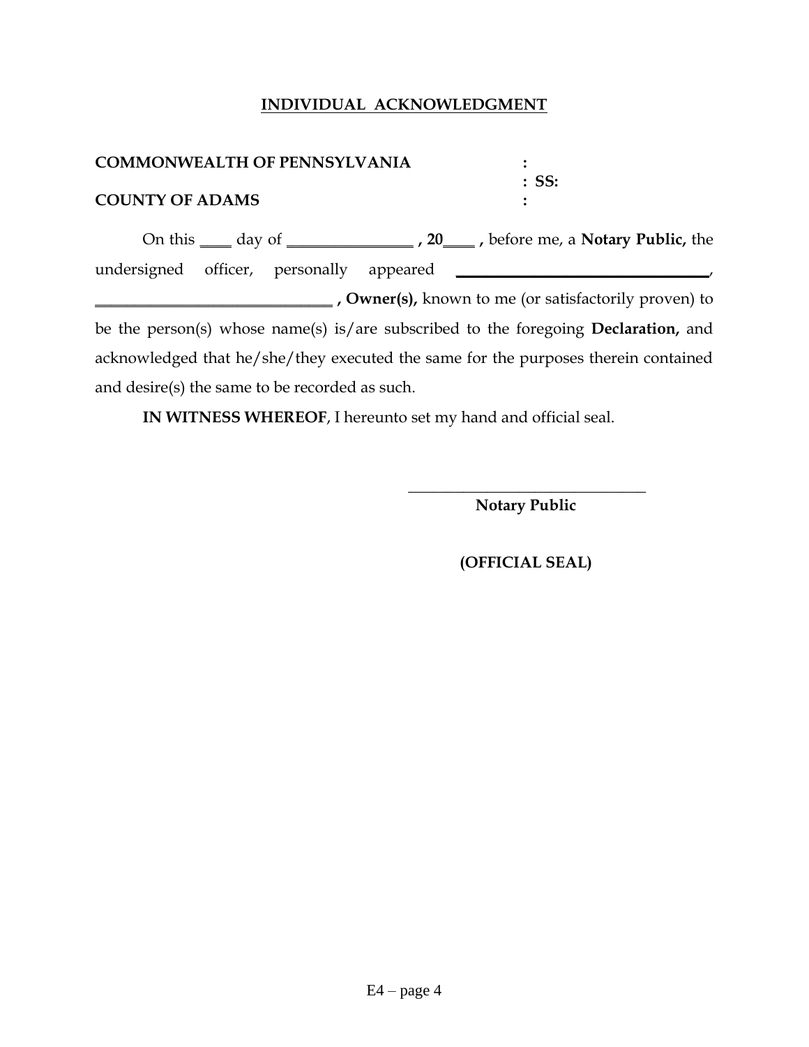## INDIVIDUAL ACKNOWLEDGMENT

**COMMONWEALTH OF PENNSYLVANIA** :
: **SS:**
**COUNTY OF ADAMS** :

On this ____ day of ________________ **, 20____ ,** before me, a **Notary Public,** the undersigned officer, personally appeared ________________________________, ______________________________ **, Owner(s),** known to me (or satisfactorily proven) to be the person(s) whose name(s) is/are subscribed to the foregoing **Declaration,** and acknowledged that he/she/they executed the same for the purposes therein contained and desire(s) the same to be recorded as such.

**IN WITNESS WHEREOF**, I hereunto set my hand and official seal.

______________________________
**Notary Public**

**(OFFICIAL SEAL)**

E4 – page 4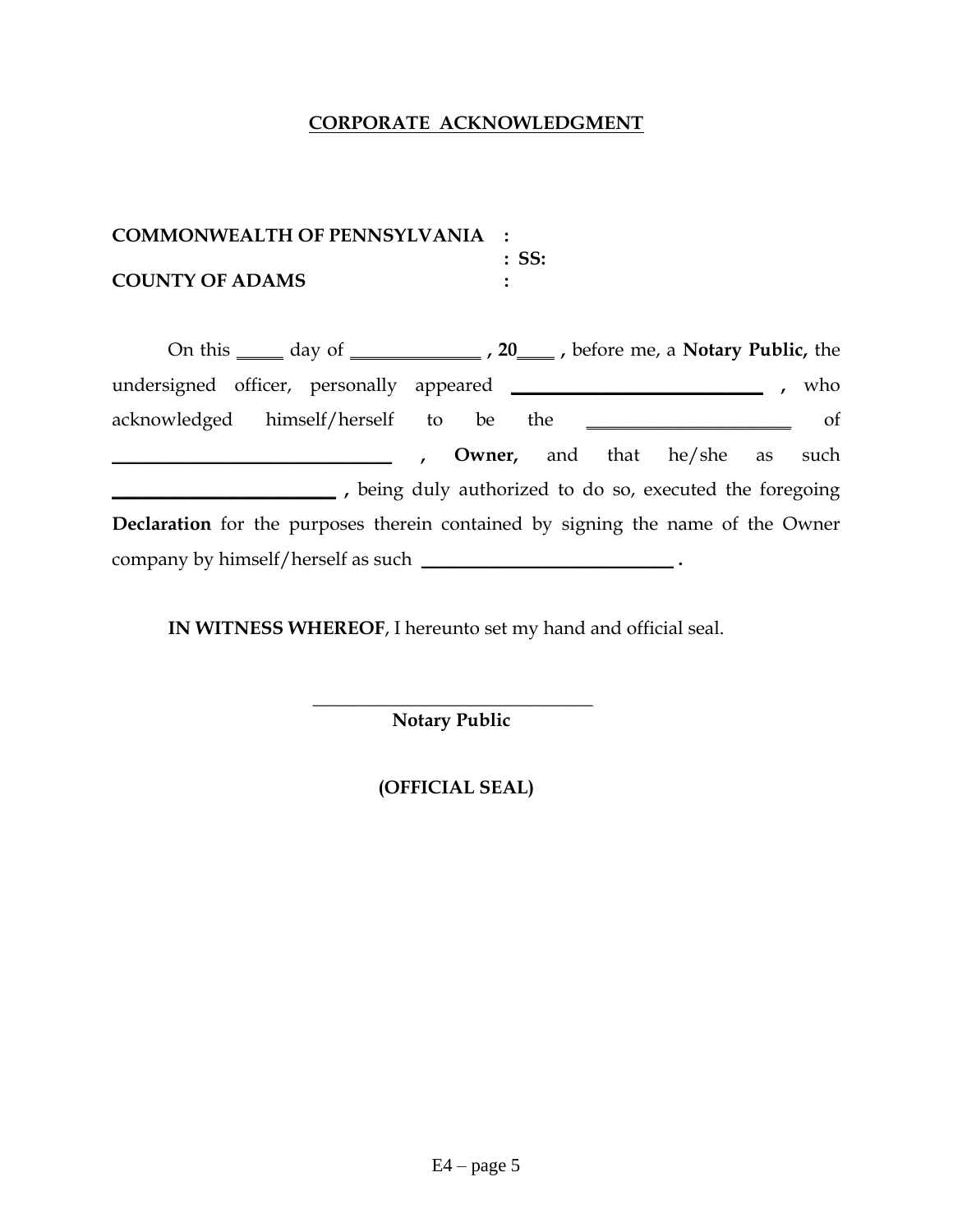**CORPORATE ACKNOWLEDGMENT**

**COMMONWEALTH OF PENNSYLVANIA :**
**: SS:**
**COUNTY OF ADAMS :**

On this _____ day of ______________ **, 20____ ,** before me, a **Notary Public,** the undersigned officer, personally appeared ___________________________ **,** who acknowledged himself/herself to be the ______________________ of ____________________________ **,** **Owner,** and that he/she as such ________________________ **,** being duly authorized to do so, executed the foregoing **Declaration** for the purposes therein contained by signing the name of the Owner company by himself/herself as such ___________________________ **.**

**IN WITNESS WHEREOF**, I hereunto set my hand and official seal.

______________________________
**Notary Public**

**(OFFICIAL SEAL)**